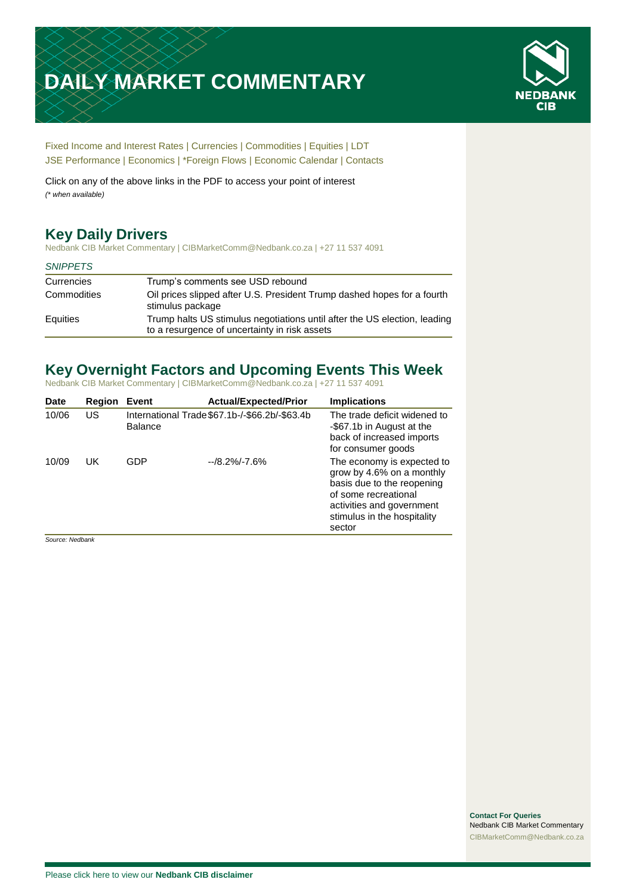# DAILY MARKET COMMENTARY

NEDBANK CIB

Fixed Income and Interest Rates | Currencies | Commodities | Equities | LDT
JSE Performance | Economics | *Foreign Flows | Economic Calendar | Contacts

Click on any of the above links in the PDF to access your point of interest
*(* when available)*

## Key Daily Drivers

Nedbank CIB Market Commentary | CIBMarketComm@Nedbank.co.za | +27 11 537 4091

| *SNIPPETS* | |
|---|---|
| Currencies | Trump's comments see USD rebound |
| Commodities | Oil prices slipped after U.S. President Trump dashed hopes for a fourth stimulus package |
| Equities | Trump halts US stimulus negotiations until after the US election, leading to a resurgence of uncertainty in risk assets |

## Key Overnight Factors and Upcoming Events This Week

Nedbank CIB Market Commentary | CIBMarketComm@Nedbank.co.za | +27 11 537 4091

| Date | Region | Event | Actual/Expected/Prior | Implications |
|---|---|---|---|---|
| 10/06 | US | International Trade Balance | $67.1b-/-$66.2b/-$63.4b | The trade deficit widened to -$67.1b in August at the back of increased imports for consumer goods |
| 10/09 | UK | GDP | --/8.2%/-7.6% | The economy is expected to grow by 4.6% on a monthly basis due to the reopening of some recreational activities and government stimulus in the hospitality sector |

*Source: Nedbank*

**Contact For Queries**
Nedbank CIB Market Commentary
CIBMarketComm@Nedbank.co.za

Please click here to view our **Nedbank CIB disclaimer**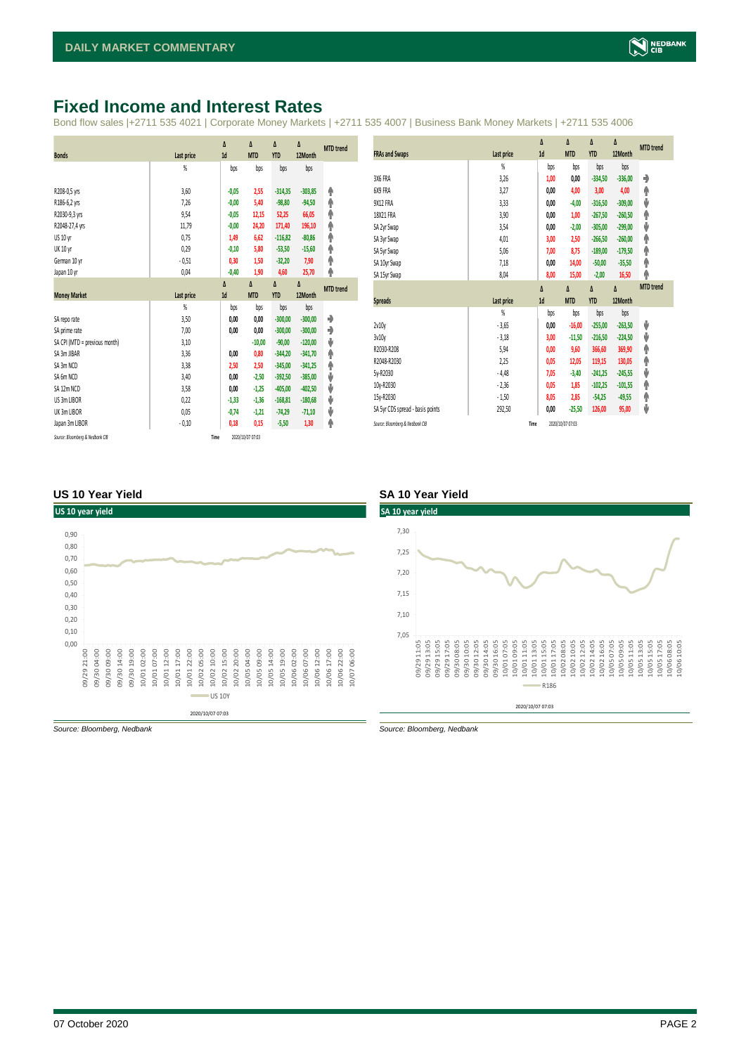# Fixed Income and Interest Rates

Bond flow sales |+2711 535 4021 | Corporate Money Markets | +2711 535 4007 | Business Bank Money Markets | +2711 535 4006

| Bonds | Last price | Δ 1d | Δ MTD | Δ YTD | Δ 12Month | MTD trend |
|---|---|---|---|---|---|---|
| | % | bps | bps | bps | bps | |
| R208-0,5 yrs | 3,60 | -0,05 | 2,55 | -314,35 | -303,85 | ↑ |
| R186-6,2 yrs | 7,26 | -0,00 | 5,40 | -98,80 | -94,50 | ↑ |
| R2030-9,3 yrs | 9,54 | -0,05 | 12,15 | 52,25 | 66,05 | ↑ |
| R2048-27,4 yrs | 11,79 | -0,00 | 24,20 | 171,40 | 196,10 | ↑ |
| US 10 yr | 0,75 | 1,49 | 6,62 | -116,82 | -80,86 | ↑ |
| UK 10 yr | 0,29 | -0,10 | 5,80 | -53,50 | -15,60 | ↑ |
| German 10 yr | -0,51 | 0,30 | 1,50 | -32,20 | 7,90 | ↑ |
| Japan 10 yr | 0,04 | -0,40 | 1,90 | 4,60 | 25,70 | ↑ |

| Money Market | Last price | Δ 1d | Δ MTD | Δ YTD | Δ 12Month | MTD trend |
|---|---|---|---|---|---|---|
| | % | bps | bps | bps | bps | |
| SA repo rate | 3,50 | 0,00 | 0,00 | -300,00 | -300,00 | → |
| SA prime rate | 7,00 | 0,00 | 0,00 | -300,00 | -300,00 | → |
| SA CPI (MTD = previous month) | 3,10 | | -10,00 | -90,00 | -120,00 | ↓ |
| SA 3m JIBAR | 3,36 | 0,00 | 0,80 | -344,20 | -341,70 | ↑ |
| SA 3m NCD | 3,38 | 2,50 | 2,50 | -345,00 | -341,25 | ↑ |
| SA 6m NCD | 3,40 | 0,00 | -2,50 | -392,50 | -385,00 | ↓ |
| SA 12m NCD | 3,58 | 0,00 | -1,25 | -405,00 | -402,50 | ↓ |
| US 3m LIBOR | 0,22 | -1,33 | -1,36 | -168,81 | -180,68 | ↓ |
| UK 3m LIBOR | 0,05 | -0,74 | -1,21 | -74,29 | -71,10 | ↓ |
| Japan 3m LIBOR | -0,10 | 0,18 | 0,15 | -5,50 | 1,30 | ↑ |

Source: Bloomberg & Nedbank CIB Time 2020/10/07 07:03

| FRAs and Swaps | Last price | Δ 1d | Δ MTD | Δ YTD | Δ 12Month | MTD trend |
|---|---|---|---|---|---|---|
| | % | bps | bps | bps | bps | |
| 3X6 FRA | 3,26 | 1,00 | 0,00 | -334,50 | -336,00 | → |
| 6X9 FRA | 3,27 | 0,00 | 4,00 | 3,00 | 4,00 | ↑ |
| 9X12 FRA | 3,33 | 0,00 | -4,00 | -316,50 | -309,00 | ↓ |
| 18X21 FRA | 3,90 | 0,00 | 1,00 | -267,50 | -260,50 | ↑ |
| SA 2yr Swap | 3,54 | 0,00 | -2,00 | -305,00 | -299,00 | ↓ |
| SA 3yr Swap | 4,01 | 3,00 | 2,50 | -266,50 | -260,00 | ↑ |
| SA 5yr Swap | 5,06 | 7,00 | 8,75 | -189,00 | -179,50 | ↑ |
| SA 10yr Swap | 7,18 | 0,00 | 14,00 | -50,00 | -35,50 | ↑ |
| SA 15yr Swap | 8,04 | 8,00 | 15,00 | -2,00 | 16,50 | ↑ |

| Spreads | Last price | Δ 1d | Δ MTD | Δ YTD | Δ 12Month | MTD trend |
|---|---|---|---|---|---|---|
| | % | bps | bps | bps | bps | |
| 2v10y | -3,65 | 0,00 | -16,00 | -255,00 | -263,50 | ↓ |
| 3v10y | -3,18 | 3,00 | -11,50 | -216,50 | -224,50 | ↓ |
| R2030-R208 | 5,94 | 0,00 | 9,60 | 366,60 | 369,90 | ↑ |
| R2048-R2030 | 2,25 | 0,05 | 12,05 | 119,15 | 130,05 | ↑ |
| 5y-R2030 | -4,48 | 7,05 | -3,40 | -241,25 | -245,55 | ↓ |
| 10y-R2030 | -2,36 | 0,05 | 1,85 | -102,25 | -101,55 | ↑ |
| 15y-R2030 | -1,50 | 8,05 | 2,85 | -54,25 | -49,55 | ↑ |
| SA 5yr CDS spread - basis points | 292,50 | 0,00 | -25,50 | 126,00 | 95,00 | ↓ |

Source: Bloomberg & Nedbank CIB Time 2020/10/07 07:03

### US 10 Year Yield

Source: Bloomberg, Nedbank

### SA 10 Year Yield

Source: Bloomberg, Nedbank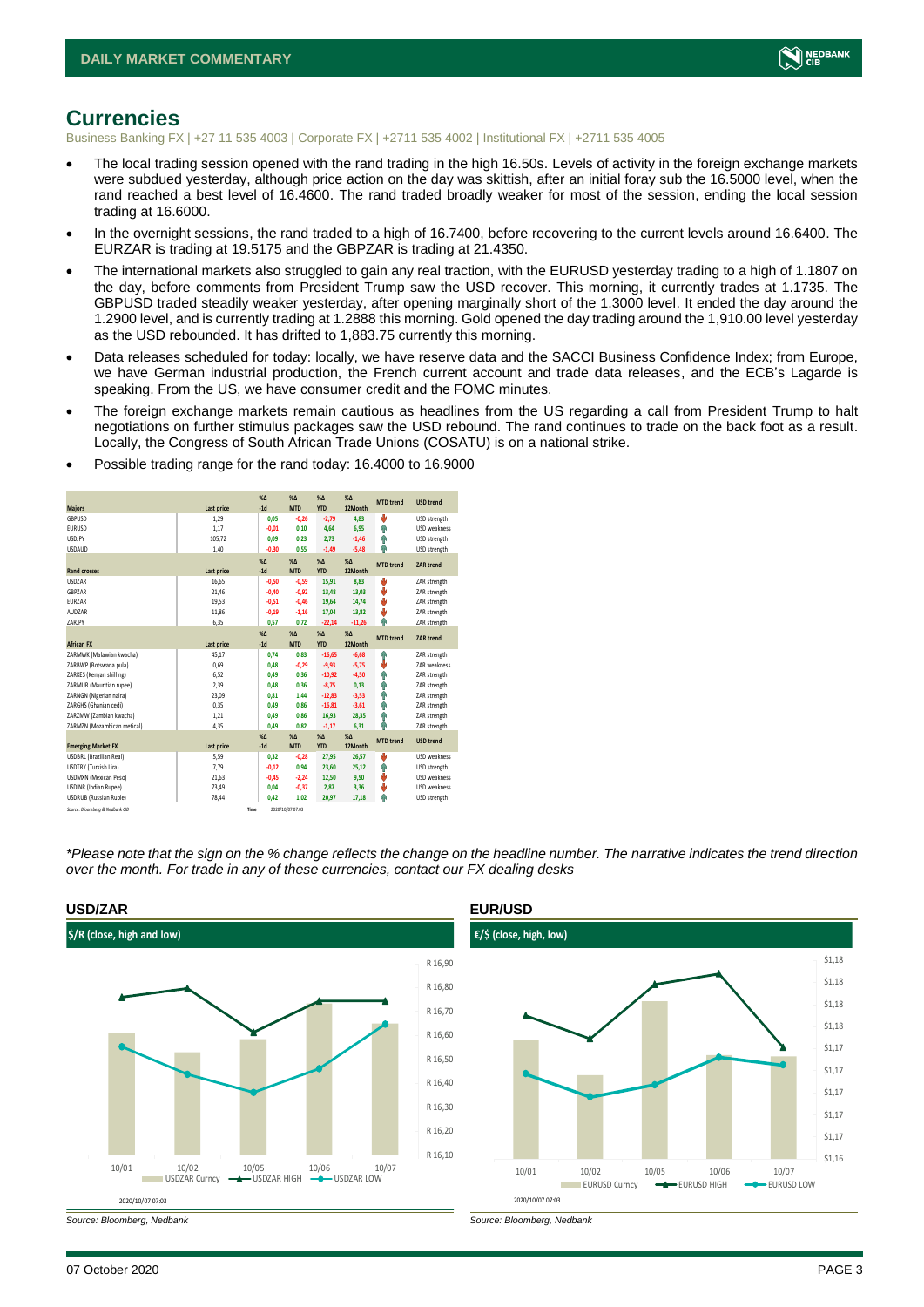# Currencies

Business Banking FX | +27 11 535 4003 | Corporate FX | +2711 535 4002 | Institutional FX | +2711 535 4005

- The local trading session opened with the rand trading in the high 16.50s. Levels of activity in the foreign exchange markets were subdued yesterday, although price action on the day was skittish, after an initial foray sub the 16.5000 level, when the rand reached a best level of 16.4600. The rand traded broadly weaker for most of the session, ending the local session trading at 16.6000.
- In the overnight sessions, the rand traded to a high of 16.7400, before recovering to the current levels around 16.6400. The EURZAR is trading at 19.5175 and the GBPZAR is trading at 21.4350.
- The international markets also struggled to gain any real traction, with the EURUSD yesterday trading to a high of 1.1807 on the day, before comments from President Trump saw the USD recover. This morning, it currently trades at 1.1735. The GBPUSD traded steadily weaker yesterday, after opening marginally short of the 1.3000 level. It ended the day around the 1.2900 level, and is currently trading at 1.2888 this morning. Gold opened the day trading around the 1,910.00 level yesterday as the USD rebounded. It has drifted to 1,883.75 currently this morning.
- Data releases scheduled for today: locally, we have reserve data and the SACCI Business Confidence Index; from Europe, we have German industrial production, the French current account and trade data releases, and the ECB's Lagarde is speaking. From the US, we have consumer credit and the FOMC minutes.
- The foreign exchange markets remain cautious as headlines from the US regarding a call from President Trump to halt negotiations on further stimulus packages saw the USD rebound. The rand continues to trade on the back foot as a result. Locally, the Congress of South African Trade Unions (COSATU) is on a national strike.
- Possible trading range for the rand today: 16.4000 to 16.9000

| Majors | Last price | %Δ -1d | %Δ MTD | %Δ YTD | %Δ 12Month | MTD trend | USD trend |
|---|---|---|---|---|---|---|---|
| GBPUSD | 1,29 | 0,05 | -0,26 | -2,79 | 4,83 | ↓ | USD strength |
| EURUSD | 1,17 | -0,01 | 0,10 | 4,64 | 6,95 | ↑ | USD weakness |
| USDJPY | 105,72 | 0,09 | 0,23 | 2,73 | -1,46 | ↑ | USD strength |
| USDAUD | 1,40 | -0,30 | 0,55 | -1,49 | -5,48 | ↑ | USD strength |
| **Rand crosses** | **Last price** | **%Δ -1d** | **%Δ MTD** | **%Δ YTD** | **%Δ 12Month** | **MTD trend** | **ZAR trend** |
| USDZAR | 16,65 | -0,50 | -0,59 | 15,91 | 8,83 | ↓ | ZAR strength |
| GBPZAR | 21,46 | -0,40 | -0,92 | 13,48 | 13,03 | ↓ | ZAR strength |
| EURZAR | 19,53 | -0,51 | -0,46 | 19,64 | 14,74 | ↓ | ZAR strength |
| AUDZAR | 11,86 | -0,19 | -1,16 | 17,04 | 13,82 | ↓ | ZAR strength |
| ZARJPY | 6,35 | 0,57 | 0,72 | -22,14 | -11,26 | ↑ | ZAR strength |
| **African FX** | **Last price** | **%Δ -1d** | **%Δ MTD** | **%Δ YTD** | **%Δ 12Month** | **MTD trend** | **ZAR trend** |
| ZARMWK (Malawian kwacha) | 45,17 | 0,74 | 0,83 | -16,65 | -6,68 | ↑ | ZAR strength |
| ZARBWP (Botswana pula) | 0,69 | 0,48 | -0,29 | -9,93 | -5,75 | ↓ | ZAR weakness |
| ZARKES (Kenyan shilling) | 6,52 | 0,49 | 0,36 | -10,92 | -4,50 | ↑ | ZAR strength |
| ZARMUR (Mauritian rupee) | 2,39 | 0,48 | 0,36 | -8,75 | 0,13 | ↑ | ZAR strength |
| ZARNGN (Nigerian naira) | 23,09 | 0,81 | 1,44 | -12,83 | -3,53 | ↑ | ZAR strength |
| ZARGHS (Ghanian cedi) | 0,35 | 0,49 | 0,86 | -16,81 | -3,61 | ↑ | ZAR strength |
| ZARZMW (Zambian kwacha) | 1,21 | 0,49 | 0,86 | 16,93 | 28,35 | ↑ | ZAR strength |
| ZARMZN (Mozambican metical) | 4,35 | 0,49 | 0,82 | -1,17 | 6,31 | ↑ | ZAR strength |
| **Emerging Market FX** | **Last price** | **%Δ -1d** | **%Δ MTD** | **%Δ YTD** | **%Δ 12Month** | **MTD trend** | **USD trend** |
| USDBRL (Brazilian Real) | 5,59 | 0,32 | -0,28 | 27,95 | 26,57 | ↓ | USD weakness |
| USDTRY (Turkish Lira) | 7,79 | -0,12 | 0,94 | 23,60 | 25,12 | ↑ | USD strength |
| USDMXN (Mexican Peso) | 21,63 | -0,45 | -2,24 | 12,50 | 9,50 | ↓ | USD weakness |
| USDINR (Indian Rupee) | 73,49 | 0,04 | -0,37 | 2,87 | 3,36 | ↓ | USD weakness |
| USDRUB (Russian Ruble) | 78,44 | 0,42 | 1,02 | 20,97 | 17,18 | ↑ | USD strength |

Source: Bloomberg & Nedbank CIB    Time 2020/10/07 07:03

*\*Please note that the sign on the % change reflects the change on the headline number. The narrative indicates the trend direction over the month. For trade in any of these currencies, contact our FX dealing desks*

## USD/ZAR

$/R (close, high and low)

2020/10/07 07:03

Source: Bloomberg, Nedbank

## EUR/USD

€/$ (close, high, low)

2020/10/07 07:03

Source: Bloomberg, Nedbank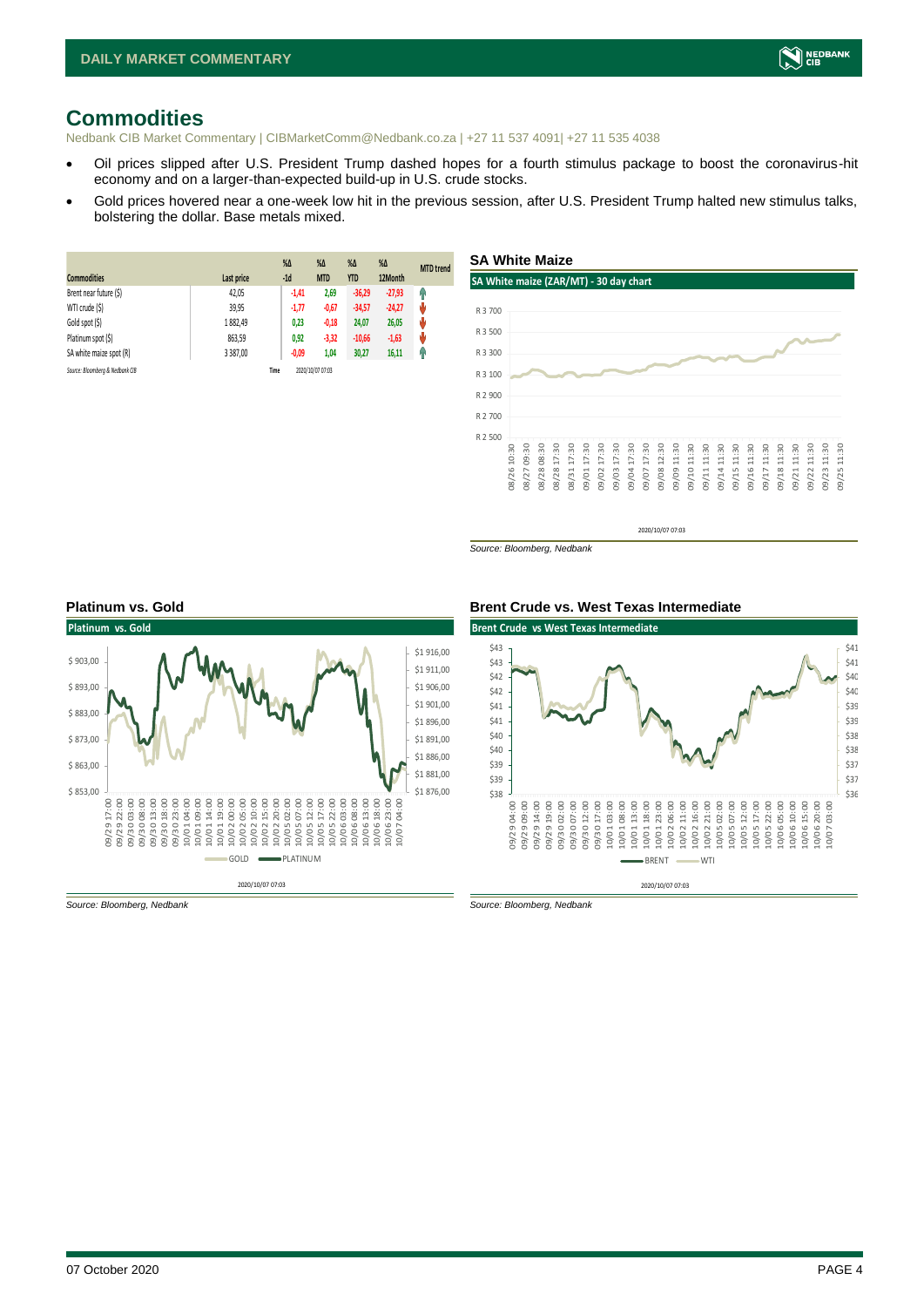# Commodities

Nedbank CIB Market Commentary | CIBMarketComm@Nedbank.co.za | +27 11 537 4091| +27 11 535 4038

- Oil prices slipped after U.S. President Trump dashed hopes for a fourth stimulus package to boost the coronavirus-hit economy and on a larger-than-expected build-up in U.S. crude stocks.
- Gold prices hovered near a one-week low hit in the previous session, after U.S. President Trump halted new stimulus talks, bolstering the dollar. Base metals mixed.

| Commodities | Last price | %Δ -1d | %Δ MTD | %Δ YTD | %Δ 12Month | MTD trend |
|---|---|---|---|---|---|---|
| Brent near future ($) | 42,05 | -1,41 | 2,69 | -36,29 | -27,93 | ↑ |
| WTI crude ($) | 39,95 | -1,77 | -0,67 | -34,57 | -24,27 | ↓ |
| Gold spot ($) | 1 882,49 | 0,23 | -0,18 | 24,07 | 26,05 | ↓ |
| Platinum spot ($) | 863,59 | 0,92 | -3,32 | -10,66 | -1,63 | ↓ |
| SA white maize spot (R) | 3 387,00 | -0,09 | 1,04 | 30,27 | 16,11 | ↑ |

*Source: Bloomberg & Nedbank CIB* Time 2020/10/07 07:03

### SA White Maize

Source: Bloomberg, Nedbank

### Platinum vs. Gold

Source: Bloomberg, Nedbank

### Brent Crude vs. West Texas Intermediate

Source: Bloomberg, Nedbank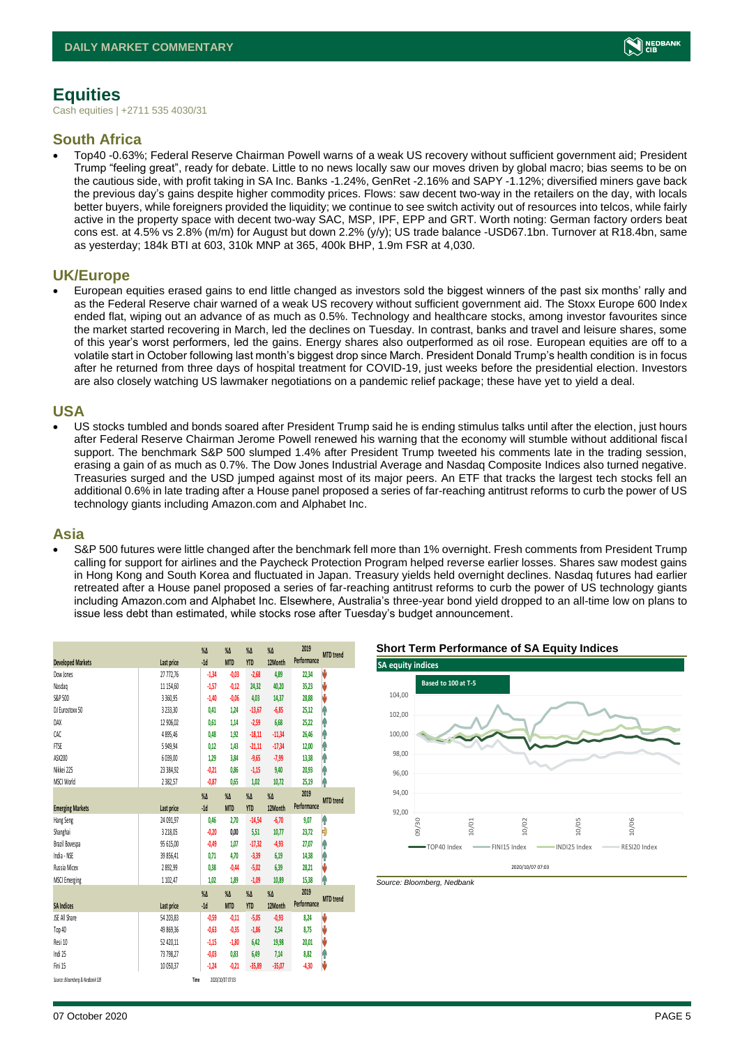# Equities

Cash equities | +2711 535 4030/31

## South Africa

- Top40 -0.63%; Federal Reserve Chairman Powell warns of a weak US recovery without sufficient government aid; President Trump "feeling great", ready for debate. Little to no news locally saw our moves driven by global macro; bias seems to be on the cautious side, with profit taking in SA Inc. Banks -1.24%, GenRet -2.16% and SAPY -1.12%; diversified miners gave back the previous day's gains despite higher commodity prices. Flows: saw decent two-way in the retailers on the day, with locals better buyers, while foreigners provided the liquidity; we continue to see switch activity out of resources into telcos, while fairly active in the property space with decent two-way SAC, MSP, IPF, EPP and GRT. Worth noting: German factory orders beat cons est. at 4.5% vs 2.8% (m/m) for August but down 2.2% (y/y); US trade balance -USD67.1bn. Turnover at R18.4bn, same as yesterday; 184k BTI at 603, 310k MNP at 365, 400k BHP, 1.9m FSR at 4,030.

## UK/Europe

- European equities erased gains to end little changed as investors sold the biggest winners of the past six months' rally and as the Federal Reserve chair warned of a weak US recovery without sufficient government aid. The Stoxx Europe 600 Index ended flat, wiping out an advance of as much as 0.5%. Technology and healthcare stocks, among investor favourites since the market started recovering in March, led the declines on Tuesday. In contrast, banks and travel and leisure shares, some of this year's worst performers, led the gains. Energy shares also outperformed as oil rose. European equities are off to a volatile start in October following last month's biggest drop since March. President Donald Trump's health condition is in focus after he returned from three days of hospital treatment for COVID-19, just weeks before the presidential election. Investors are also closely watching US lawmaker negotiations on a pandemic relief package; these have yet to yield a deal.

## USA

- US stocks tumbled and bonds soared after President Trump said he is ending stimulus talks until after the election, just hours after Federal Reserve Chairman Jerome Powell renewed his warning that the economy will stumble without additional fiscal support. The benchmark S&P 500 slumped 1.4% after President Trump tweeted his comments late in the trading session, erasing a gain of as much as 0.7%. The Dow Jones Industrial Average and Nasdaq Composite Indices also turned negative. Treasuries surged and the USD jumped against most of its major peers. An ETF that tracks the largest tech stocks fell an additional 0.6% in late trading after a House panel proposed a series of far-reaching antitrust reforms to curb the power of US technology giants including Amazon.com and Alphabet Inc.

## Asia

- S&P 500 futures were little changed after the benchmark fell more than 1% overnight. Fresh comments from President Trump calling for support for airlines and the Paycheck Protection Program helped reverse earlier losses. Shares saw modest gains in Hong Kong and South Korea and fluctuated in Japan. Treasury yields held overnight declines. Nasdaq futures had earlier retreated after a House panel proposed a series of far-reaching antitrust reforms to curb the power of US technology giants including Amazon.com and Alphabet Inc. Elsewhere, Australia's three-year bond yield dropped to an all-time low on plans to issue less debt than estimated, while stocks rose after Tuesday's budget announcement.

| Developed Markets | Last price | %Δ -1d | %Δ MTD | %Δ YTD | %Δ 12Month | 2019 Performance | MTD trend |
|---|---|---|---|---|---|---|---|
| Dow Jones | 27 772,76 | -1,34 | -0,03 | -2,68 | 4,89 | 22,34 | ↓ |
| Nasdaq | 11 154,60 | -1,57 | -0,12 | 24,32 | 40,20 | 35,23 | ↓ |
| S&P 500 | 3 360,95 | -1,40 | -0,06 | 4,03 | 14,37 | 28,88 | ↓ |
| DJ Eurostoxx 50 | 3 233,30 | 0,41 | 1,24 | -13,67 | -6,85 | 25,12 | ↑ |
| DAX | 12 906,02 | 0,61 | 1,14 | -2,59 | 6,68 | 25,22 | ↑ |
| CAC | 4 895,46 | 0,48 | 1,92 | -18,11 | -11,34 | 26,46 | ↑ |
| FTSE | 5 949,94 | 0,12 | 1,43 | -21,11 | -17,34 | 12,00 | ↑ |
| ASX200 | 6 039,00 | 1,29 | 3,84 | -9,65 | -7,99 | 13,38 | ↑ |
| Nikkei 225 | 23 384,92 | -0,21 | 0,86 | -1,15 | 9,40 | 20,93 | ↑ |
| MSCI World | 2 382,57 | -0,87 | 0,65 | 1,02 | 10,72 | 25,19 | ↑ |
| **Emerging Markets** | **Last price** | **%Δ -1d** | **%Δ MTD** | **%Δ YTD** | **%Δ 12Month** | **2019 Performance** | **MTD trend** |
| Hang Seng | 24 091,97 | 0,46 | 2,70 | -14,54 | -6,70 | 9,07 | ↑ |
| Shanghai | 3 218,05 | -0,20 | 0,00 | 5,51 | 10,77 | 23,72 | → |
| Brazil Bovespa | 95 615,00 | -0,49 | 1,07 | -17,32 | -4,93 | 27,07 | ↑ |
| India - NSE | 39 856,41 | 0,71 | 4,70 | -3,39 | 6,19 | 14,38 | ↑ |
| Russia Micex | 2 892,99 | 0,38 | -0,44 | -5,02 | 6,39 | 28,21 | ↓ |
| MSCI Emerging | 1 102,47 | 1,02 | 1,89 | -1,09 | 10,89 | 15,38 | ↑ |
| **SA Indices** | **Last price** | **%Δ -1d** | **%Δ MTD** | **%Δ YTD** | **%Δ 12Month** | **2019 Performance** | **MTD trend** |
| JSE All Share | 54 203,83 | -0,59 | -0,11 | -5,05 | -0,93 | 8,24 | ↓ |
| Top 40 | 49 869,36 | -0,63 | -0,35 | -1,86 | 2,54 | 8,75 | ↓ |
| Resi 10 | 52 420,11 | -1,15 | -1,80 | 6,42 | 19,98 | 20,01 | ↓ |
| Indi 25 | 73 798,27 | -0,03 | 0,83 | 6,49 | 7,14 | 8,82 | ↑ |
| Fini 15 | 10 050,37 | -1,24 | -0,21 | -35,89 | -35,07 | -4,30 | ↓ |

Source: Bloomberg & Nedbank CIB    Time 2020/10/07 07:03

**Short Term Performance of SA Equity Indices**

Source: Bloomberg, Nedbank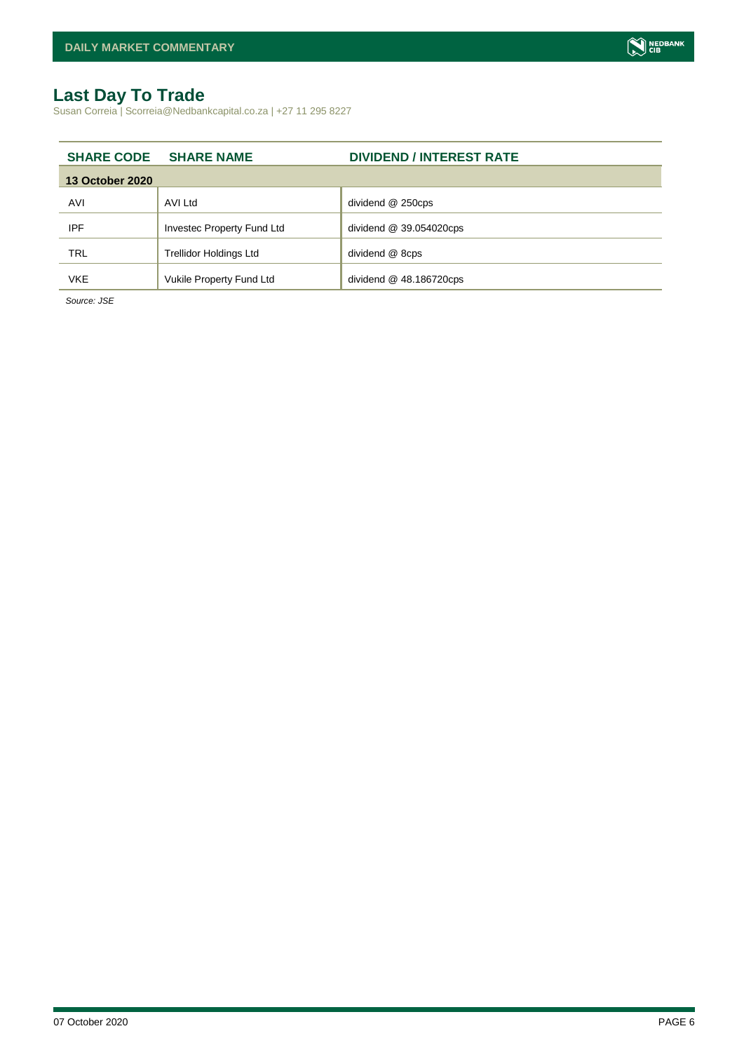## Last Day To Trade

Susan Correia | Scorreia@Nedbankcapital.co.za | +27 11 295 8227

| SHARE CODE | SHARE NAME | DIVIDEND / INTEREST RATE |
|---|---|---|
| **13 October 2020** | | |
| AVI | AVI Ltd | dividend @ 250cps |
| IPF | Investec Property Fund Ltd | dividend @ 39.054020cps |
| TRL | Trellidor Holdings Ltd | dividend @ 8cps |
| VKE | Vukile Property Fund Ltd | dividend @ 48.186720cps |

*Source: JSE*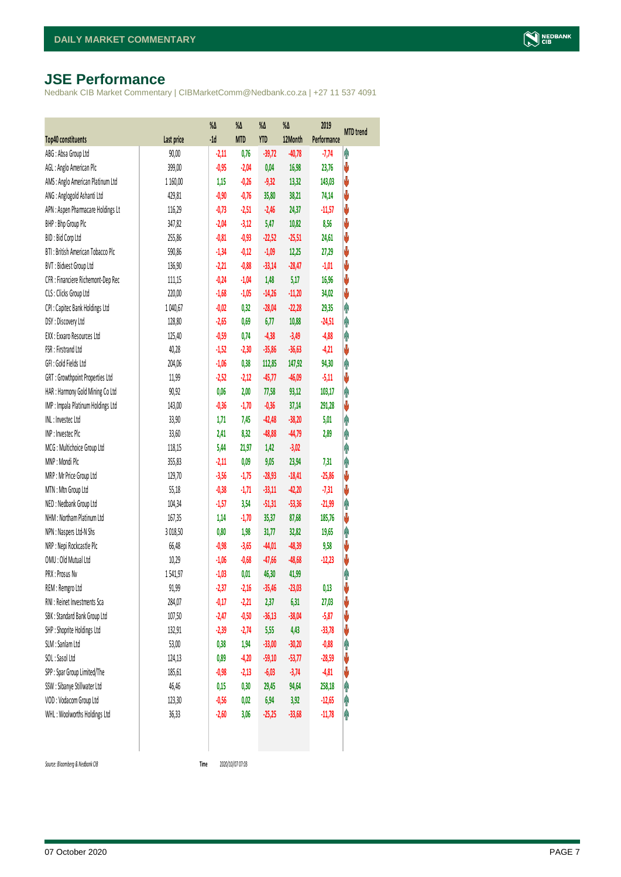# JSE Performance

Nedbank CIB Market Commentary | CIBMarketComm@Nedbank.co.za | +27 11 537 4091

| Top40 constituents | Last price | %Δ -1d | %Δ MTD | %Δ YTD | %Δ 12Month | 2019 Performance | MTD trend |
|---|---|---|---|---|---|---|---|
| ABG : Absa Group Ltd | 90,00 | -2,11 | 0,76 | -39,72 | -40,78 | -7,74 | ↑ |
| AGL : Anglo American Plc | 399,00 | -0,95 | -2,04 | 0,04 | 16,98 | 23,76 | ↓ |
| AMS : Anglo American Platinum Ltd | 1 160,00 | 1,15 | -0,26 | -9,32 | 13,32 | 143,03 | ↓ |
| ANG : Anglogold Ashanti Ltd | 429,81 | -0,90 | -0,76 | 35,80 | 38,21 | 74,14 | ↓ |
| APN : Aspen Pharmacare Holdings Lt | 116,29 | -0,73 | -2,51 | -2,46 | 24,37 | -11,57 | ↓ |
| BHP : Bhp Group Plc | 347,82 | -2,04 | -3,12 | 5,47 | 10,82 | 8,56 | ↓ |
| BID : Bid Corp Ltd | 255,86 | -0,81 | -0,93 | -22,52 | -25,51 | 24,61 | ↓ |
| BTI : British American Tobacco Plc | 590,86 | -1,34 | -0,12 | -1,09 | 12,25 | 27,29 | ↓ |
| BVT : Bidvest Group Ltd | 136,90 | -2,21 | -0,88 | -33,14 | -28,47 | -1,01 | ↓ |
| CFR : Financiere Richemont-Dep Rec | 111,15 | -0,24 | -1,04 | 1,48 | 5,17 | 16,96 | ↓ |
| CLS : Clicks Group Ltd | 220,00 | -1,68 | -1,05 | -14,26 | -11,20 | 34,02 | ↓ |
| CPI : Capitec Bank Holdings Ltd | 1 040,67 | -0,02 | 0,32 | -28,04 | -22,28 | 29,35 | ↑ |
| DSY : Discovery Ltd | 128,80 | -2,65 | 0,69 | 6,77 | 10,88 | -24,51 | ↑ |
| EXX : Exxaro Resources Ltd | 125,40 | -0,59 | 0,74 | -4,38 | -3,49 | -4,88 | ↑ |
| FSR : Firstrand Ltd | 40,28 | -1,52 | -2,30 | -35,86 | -36,63 | -4,21 | ↓ |
| GFI : Gold Fields Ltd | 204,06 | -1,06 | 0,38 | 112,85 | 147,92 | 94,30 | ↑ |
| GRT : Growthpoint Properties Ltd | 11,99 | -2,52 | -2,12 | -45,77 | -46,09 | -5,11 | ↓ |
| HAR : Harmony Gold Mining Co Ltd | 90,92 | 0,06 | 2,00 | 77,58 | 93,12 | 103,17 | ↑ |
| IMP : Impala Platinum Holdings Ltd | 143,00 | -0,36 | -1,70 | -0,36 | 37,14 | 291,28 | ↓ |
| INL : Investec Ltd | 33,90 | 1,71 | 7,45 | -42,48 | -38,20 | 5,01 | ↑ |
| INP : Investec Plc | 33,60 | 2,41 | 8,32 | -48,88 | -44,79 | 2,89 | ↑ |
| MCG : Multichoice Group Ltd | 118,15 | 5,44 | 21,97 | 1,42 | -3,02 | | ↑ |
| MNP : Mondi Plc | 355,83 | -2,11 | 0,09 | 9,05 | 23,94 | 7,31 | ↑ |
| MRP : Mr Price Group Ltd | 129,70 | -3,56 | -1,75 | -28,93 | -18,41 | -25,86 | ↓ |
| MTN : Mtn Group Ltd | 55,18 | -0,38 | -1,71 | -33,11 | -42,20 | -7,31 | ↓ |
| NED : Nedbank Group Ltd | 104,34 | -1,57 | 3,54 | -51,31 | -53,36 | -21,99 | ↑ |
| NHM : Northam Platinum Ltd | 167,35 | 1,14 | -1,70 | 35,37 | 87,68 | 185,76 | ↓ |
| NPN : Naspers Ltd-N Shs | 3 018,50 | 0,80 | 1,98 | 31,77 | 32,82 | 19,65 | ↑ |
| NRP : Nepi Rockcastle Plc | 66,48 | -0,98 | -3,65 | -44,01 | -48,39 | 9,58 | ↓ |
| OMU : Old Mutual Ltd | 10,29 | -1,06 | -0,68 | -47,66 | -48,68 | -12,23 | ↓ |
| PRX : Prosus Nv | 1 541,97 | -1,03 | 0,01 | 46,30 | 41,99 | | ↑ |
| REM : Remgro Ltd | 91,99 | -2,37 | -2,16 | -35,46 | -23,03 | 0,13 | ↓ |
| RNI : Reinet Investments Sca | 284,07 | -0,17 | -2,21 | 2,37 | 6,31 | 27,03 | ↓ |
| SBK : Standard Bank Group Ltd | 107,50 | -2,47 | -0,50 | -36,13 | -38,04 | -5,87 | ↓ |
| SHP : Shoprite Holdings Ltd | 132,91 | -2,39 | -2,74 | 5,55 | 4,43 | -33,78 | ↓ |
| SLM : Sanlam Ltd | 53,00 | 0,38 | 1,94 | -33,00 | -30,20 | -0,88 | ↑ |
| SOL : Sasol Ltd | 124,13 | 0,89 | -4,20 | -59,10 | -53,77 | -28,59 | ↓ |
| SPP : Spar Group Limited/The | 185,61 | -0,98 | -2,13 | -6,03 | -3,74 | -4,81 | ↓ |
| SSW : Sibanye Stillwater Ltd | 46,46 | 0,15 | 0,30 | 29,45 | 94,64 | 258,18 | ↑ |
| VOD : Vodacom Group Ltd | 123,30 | -0,56 | 0,02 | 6,94 | 3,92 | -12,65 | ↑ |
| WHL : Woolworths Holdings Ltd | 36,33 | -2,60 | 3,06 | -25,25 | -33,68 | -11,78 | ↑ |

*Source: Bloomberg & Nedbank CIB* **Time** 2020/10/07 07:03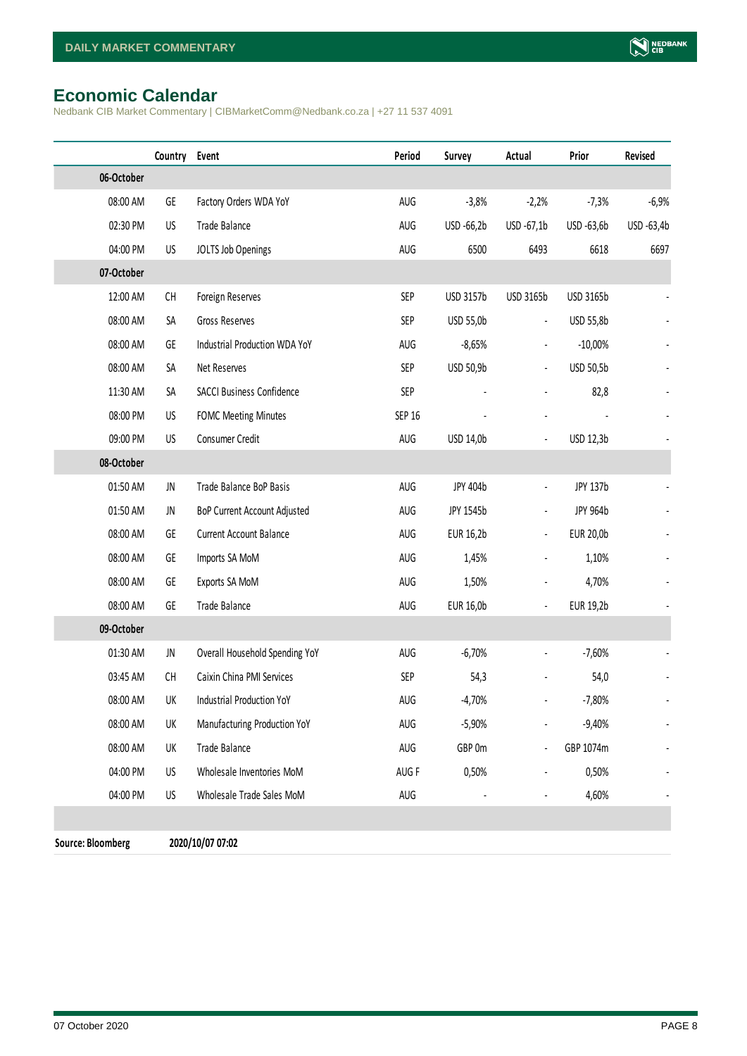# Economic Calendar

Nedbank CIB Market Commentary | CIBMarketComm@Nedbank.co.za | +27 11 537 4091

| | Country | Event | Period | Survey | Actual | Prior | Revised |
|---|---|---|---|---|---|---|---|
| **06-October** | | | | | | | |
| 08:00 AM | GE | Factory Orders WDA YoY | AUG | -3,8% | -2,2% | -7,3% | -6,9% |
| 02:30 PM | US | Trade Balance | AUG | USD -66,2b | USD -67,1b | USD -63,6b | USD -63,4b |
| 04:00 PM | US | JOLTS Job Openings | AUG | 6500 | 6493 | 6618 | 6697 |
| **07-October** | | | | | | | |
| 12:00 AM | CH | Foreign Reserves | SEP | USD 3157b | USD 3165b | USD 3165b | - |
| 08:00 AM | SA | Gross Reserves | SEP | USD 55,0b | - | USD 55,8b | - |
| 08:00 AM | GE | Industrial Production WDA YoY | AUG | -8,65% | - | -10,00% | - |
| 08:00 AM | SA | Net Reserves | SEP | USD 50,9b | - | USD 50,5b | - |
| 11:30 AM | SA | SACCI Business Confidence | SEP | - | - | 82,8 | - |
| 08:00 PM | US | FOMC Meeting Minutes | SEP 16 | - | - | - | - |
| 09:00 PM | US | Consumer Credit | AUG | USD 14,0b | - | USD 12,3b | - |
| **08-October** | | | | | | | |
| 01:50 AM | JN | Trade Balance BoP Basis | AUG | JPY 404b | - | JPY 137b | - |
| 01:50 AM | JN | BoP Current Account Adjusted | AUG | JPY 1545b | - | JPY 964b | - |
| 08:00 AM | GE | Current Account Balance | AUG | EUR 16,2b | - | EUR 20,0b | - |
| 08:00 AM | GE | Imports SA MoM | AUG | 1,45% | - | 1,10% | - |
| 08:00 AM | GE | Exports SA MoM | AUG | 1,50% | - | 4,70% | - |
| 08:00 AM | GE | Trade Balance | AUG | EUR 16,0b | - | EUR 19,2b | - |
| **09-October** | | | | | | | |
| 01:30 AM | JN | Overall Household Spending YoY | AUG | -6,70% | - | -7,60% | - |
| 03:45 AM | CH | Caixin China PMI Services | SEP | 54,3 | - | 54,0 | - |
| 08:00 AM | UK | Industrial Production YoY | AUG | -4,70% | - | -7,80% | - |
| 08:00 AM | UK | Manufacturing Production YoY | AUG | -5,90% | - | -9,40% | - |
| 08:00 AM | UK | Trade Balance | AUG | GBP 0m | - | GBP 1074m | - |
| 04:00 PM | US | Wholesale Inventories MoM | AUG F | 0,50% | - | 0,50% | - |
| 04:00 PM | US | Wholesale Trade Sales MoM | AUG | - | - | 4,60% | - |

**Source: Bloomberg** **2020/10/07 07:02**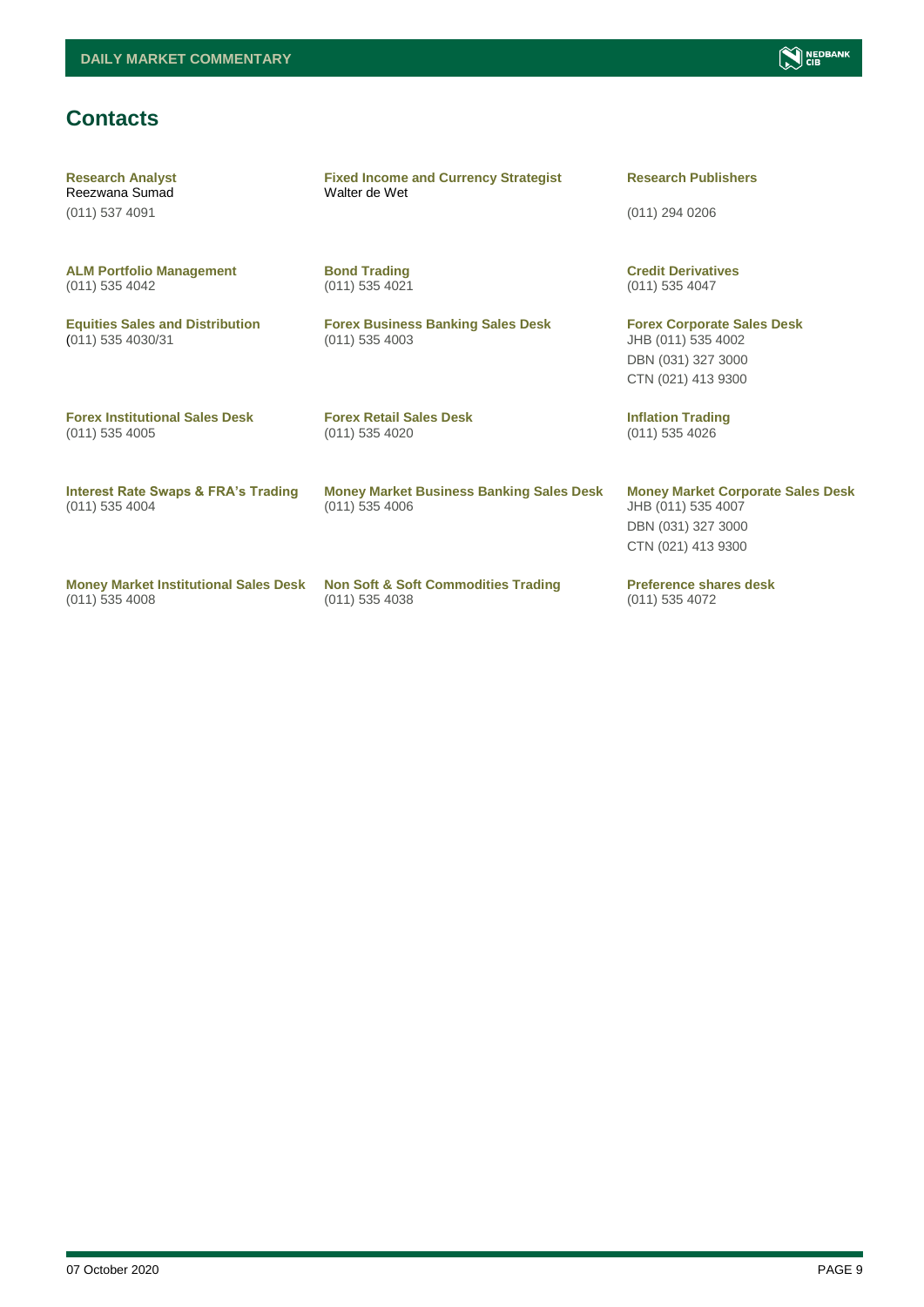## Contacts

**Research Analyst**
Reezwana Sumad
(011) 537 4091

**Fixed Income and Currency Strategist**
Walter de Wet

**Research Publishers**
(011) 294 0206

**ALM Portfolio Management**
(011) 535 4042

**Bond Trading**
(011) 535 4021

**Credit Derivatives**
(011) 535 4047

**Equities Sales and Distribution**
(011) 535 4030/31

**Forex Business Banking Sales Desk**
(011) 535 4003

**Forex Corporate Sales Desk**
JHB (011) 535 4002
DBN (031) 327 3000
CTN (021) 413 9300

**Forex Institutional Sales Desk**
(011) 535 4005

**Forex Retail Sales Desk**
(011) 535 4020

**Inflation Trading**
(011) 535 4026

**Interest Rate Swaps & FRA's Trading**
(011) 535 4004

**Money Market Business Banking Sales Desk**
(011) 535 4006

**Money Market Corporate Sales Desk**
JHB (011) 535 4007
DBN (031) 327 3000
CTN (021) 413 9300

**Money Market Institutional Sales Desk**
(011) 535 4008

**Non Soft & Soft Commodities Trading**
(011) 535 4038

**Preference shares desk**
(011) 535 4072